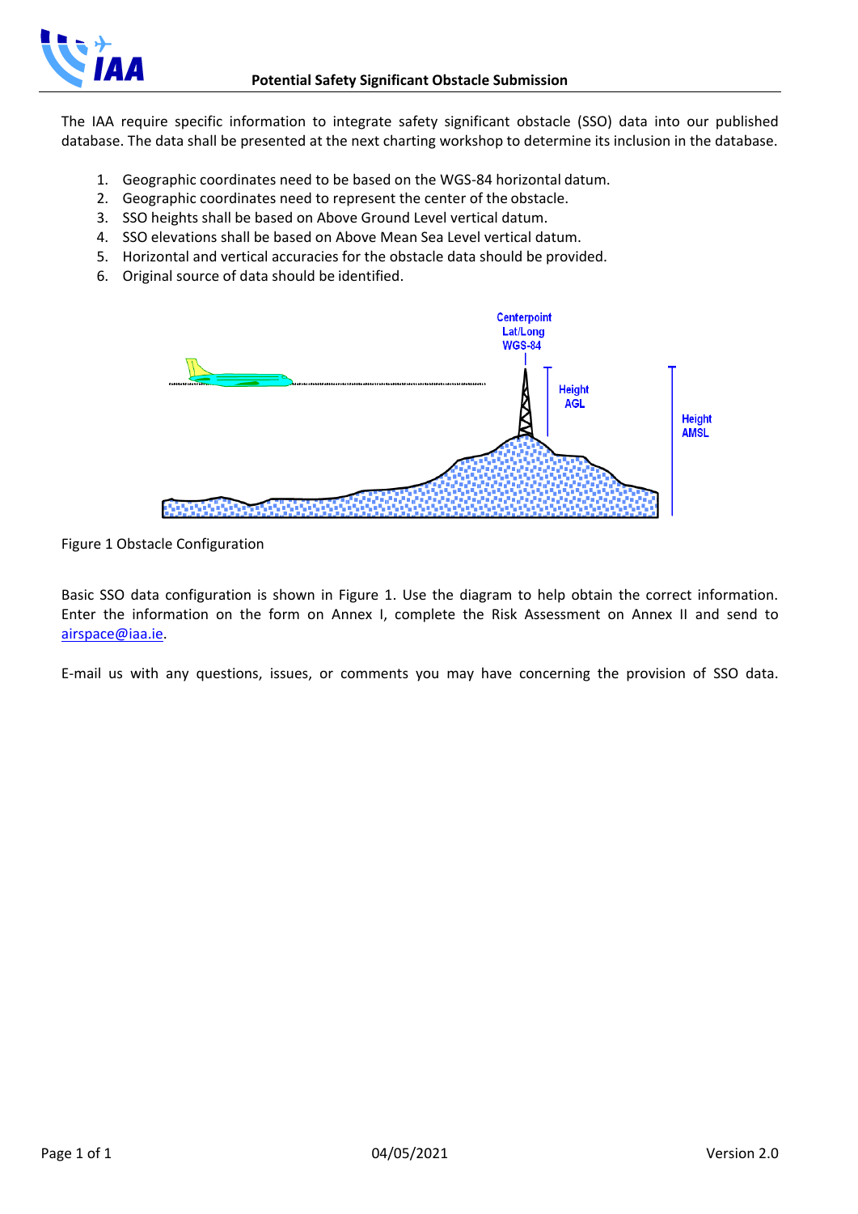# Potential Safety Significant Obstacle Submission

The IAA require specific information to integrate safety significant obstacle (SSO) data into our published database. The data shall be presented at the next charting workshop to determine its inclusion in the database.

1. Geographic coordinates need to be based on the WGS-84 horizontal datum.
2. Geographic coordinates need to represent the center of the obstacle.
3. SSO heights shall be based on Above Ground Level vertical datum.
4. SSO elevations shall be based on Above Mean Sea Level vertical datum.
5. Horizontal and vertical accuracies for the obstacle data should be provided.
6. Original source of data should be identified.

Figure 1 Obstacle Configuration

Basic SSO data configuration is shown in Figure 1. Use the diagram to help obtain the correct information. Enter the information on the form on Annex I, complete the Risk Assessment on Annex II and send to airspace@iaa.ie.

E-mail us with any questions, issues, or comments you may have concerning the provision of SSO data.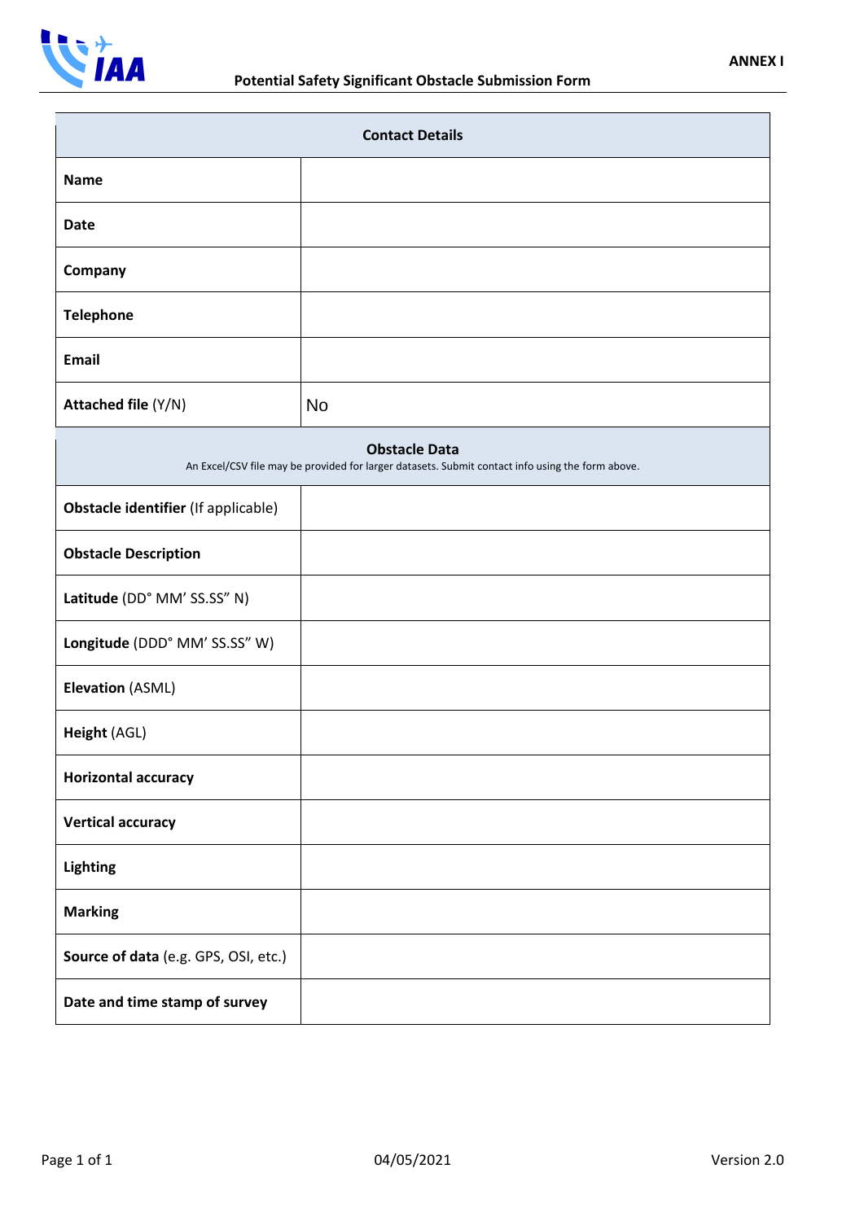ANNEX I

# Potential Safety Significant Obstacle Submission Form

| Contact Details | |
|---|---|
| **Name** | |
| **Date** | |
| **Company** | |
| **Telephone** | |
| **Email** | |
| **Attached file** (Y/N) | No |
| **Obstacle Data**<br>An Excel/CSV file may be provided for larger datasets. Submit contact info using the form above. | |
| **Obstacle identifier** (If applicable) | |
| **Obstacle Description** | |
| **Latitude** (DD° MM’ SS.SS” N) | |
| **Longitude** (DDD° MM’ SS.SS” W) | |
| **Elevation** (ASML) | |
| **Height** (AGL) | |
| **Horizontal accuracy** | |
| **Vertical accuracy** | |
| **Lighting** | |
| **Marking** | |
| **Source of data** (e.g. GPS, OSI, etc.) | |
| **Date and time stamp of survey** | |

04/05/2021

Version 2.0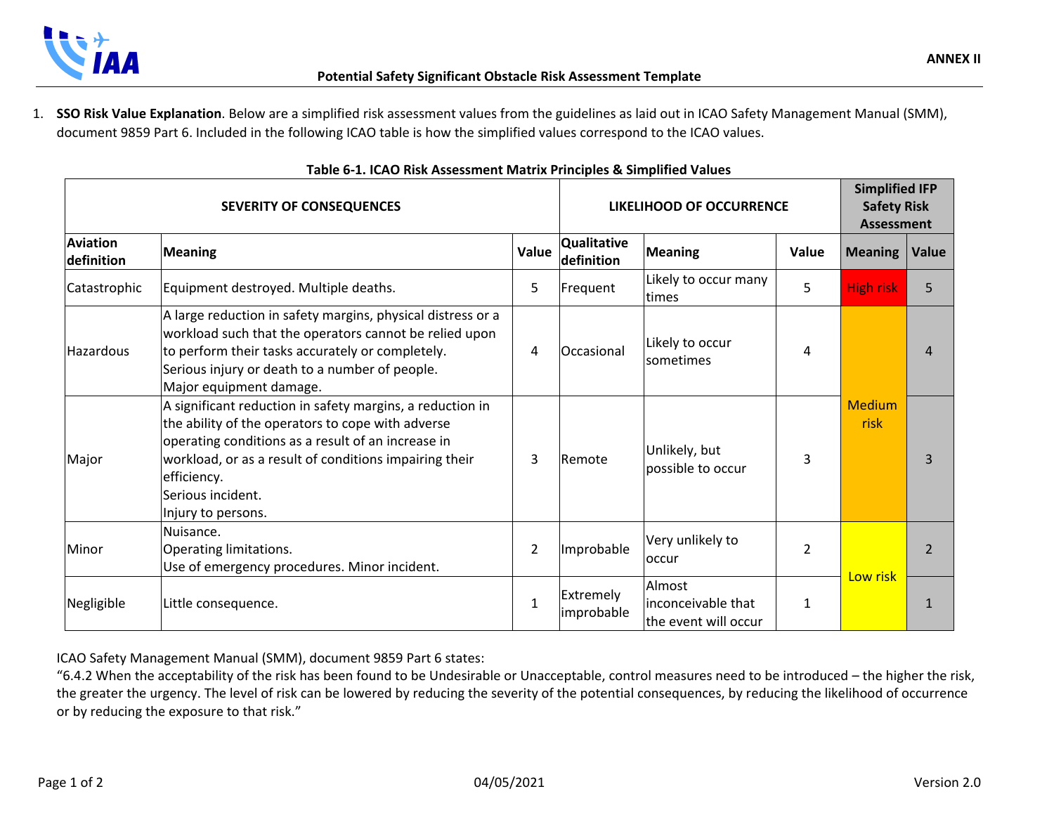**ANNEX II**

**Potential Safety Significant Obstacle Risk Assessment Template**

1. **SSO Risk Value Explanation**. Below are a simplified risk assessment values from the guidelines as laid out in ICAO Safety Management Manual (SMM), document 9859 Part 6. Included in the following ICAO table is how the simplified values correspond to the ICAO values.

**Table 6-1. ICAO Risk Assessment Matrix Principles & Simplified Values**

| SEVERITY OF CONSEQUENCES | | | LIKELIHOOD OF OCCURRENCE | | | Simplified IFP Safety Risk Assessment | |
|---|---|---|---|---|---|---|---|
| **Aviation definition** | **Meaning** | **Value** | **Qualitative definition** | **Meaning** | **Value** | **Meaning** | **Value** |
| Catastrophic | Equipment destroyed. Multiple deaths. | 5 | Frequent | Likely to occur many times | 5 | High risk | 5 |
| Hazardous | A large reduction in safety margins, physical distress or a workload such that the operators cannot be relied upon to perform their tasks accurately or completely. Serious injury or death to a number of people. Major equipment damage. | 4 | Occasional | Likely to occur sometimes | 4 | Medium risk | 4 |
| Major | A significant reduction in safety margins, a reduction in the ability of the operators to cope with adverse operating conditions as a result of an increase in workload, or as a result of conditions impairing their efficiency. Serious incident. Injury to persons. | 3 | Remote | Unlikely, but possible to occur | 3 | | 3 |
| Minor | Nuisance. Operating limitations. Use of emergency procedures. Minor incident. | 2 | Improbable | Very unlikely to occur | 2 | Low risk | 2 |
| Negligible | Little consequence. | 1 | Extremely improbable | Almost inconceivable that the event will occur | 1 | | 1 |

ICAO Safety Management Manual (SMM), document 9859 Part 6 states:
"6.4.2 When the acceptability of the risk has been found to be Undesirable or Unacceptable, control measures need to be introduced – the higher the risk, the greater the urgency. The level of risk can be lowered by reducing the severity of the potential consequences, by reducing the likelihood of occurrence or by reducing the exposure to that risk."

04/05/2021 Version 2.0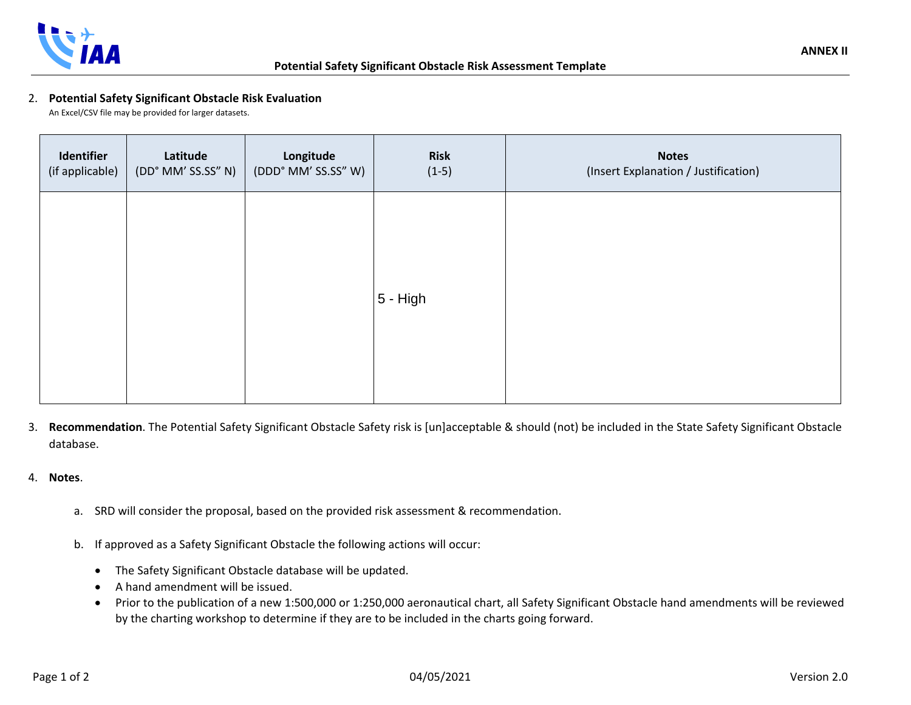2. **Potential Safety Significant Obstacle Risk Evaluation**
   An Excel/CSV file may be provided for larger datasets.

| **Identifier** (if applicable) | **Latitude** (DD° MM' SS.SS" N) | **Longitude** (DDD° MM' SS.SS" W) | **Risk** (1-5) | **Notes** (Insert Explanation / Justification) |
|---|---|---|---|---|
| | | | 5 - High | |

3. **Recommendation**. The Potential Safety Significant Obstacle Safety risk is [un]acceptable & should (not) be included in the State Safety Significant Obstacle database.

4. **Notes**.

   a. SRD will consider the proposal, based on the provided risk assessment & recommendation.

   b. If approved as a Safety Significant Obstacle the following actions will occur:

   - The Safety Significant Obstacle database will be updated.
   - A hand amendment will be issued.
   - Prior to the publication of a new 1:500,000 or 1:250,000 aeronautical chart, all Safety Significant Obstacle hand amendments will be reviewed by the charting workshop to determine if they are to be included in the charts going forward.